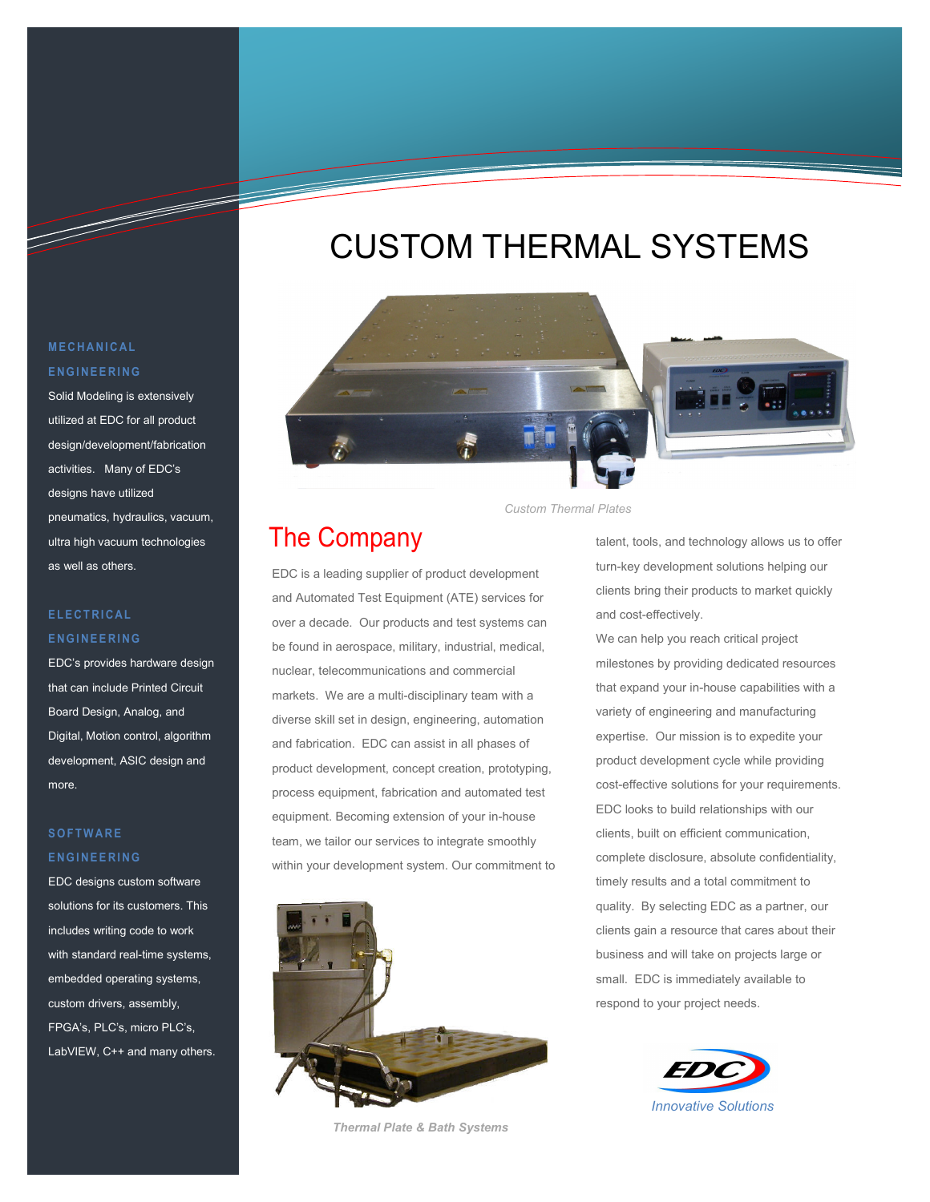# CUSTOM THERMAL SYSTEMS

*Custom Thermal Plates*

### MECHANICAL ENGINEERING

Solid Modeling is extensively utilized at EDC for all product design/development/fabrication activities. Many of EDC's designs have utilized pneumatics, hydraulics, vacuum, ultra high vacuum technologies as well as others.

### ELECTRICAL ENGINEERING

EDC's provides hardware design that can include Printed Circuit Board Design, Analog, and Digital, Motion control, algorithm development, ASIC design and more.

### SOFTWARE ENGINEERING

EDC designs custom software solutions for its customers. This includes writing code to work with standard real-time systems, embedded operating systems, custom drivers, assembly, FPGA's, PLC's, micro PLC's, LabVIEW, C++ and many others.

## The Company

EDC is a leading supplier of product development and Automated Test Equipment (ATE) services for over a decade. Our products and test systems can be found in aerospace, military, industrial, medical, nuclear, telecommunications and commercial markets. We are a multi-disciplinary team with a diverse skill set in design, engineering, automation and fabrication. EDC can assist in all phases of product development, concept creation, prototyping, process equipment, fabrication and automated test equipment. Becoming extension of your in-house team, we tailor our services to integrate smoothly within your development system. Our commitment to talent, tools, and technology allows us to offer turn-key development solutions helping our clients bring their products to market quickly and cost-effectively.

We can help you reach critical project milestones by providing dedicated resources that expand your in-house capabilities with a variety of engineering and manufacturing expertise. Our mission is to expedite your product development cycle while providing cost-effective solutions for your requirements. EDC looks to build relationships with our clients, built on efficient communication, complete disclosure, absolute confidentiality, timely results and a total commitment to quality. By selecting EDC as a partner, our clients gain a resource that cares about their business and will take on projects large or small. EDC is immediately available to respond to your project needs.

***Thermal Plate & Bath Systems***

EDC

*Innovative Solutions*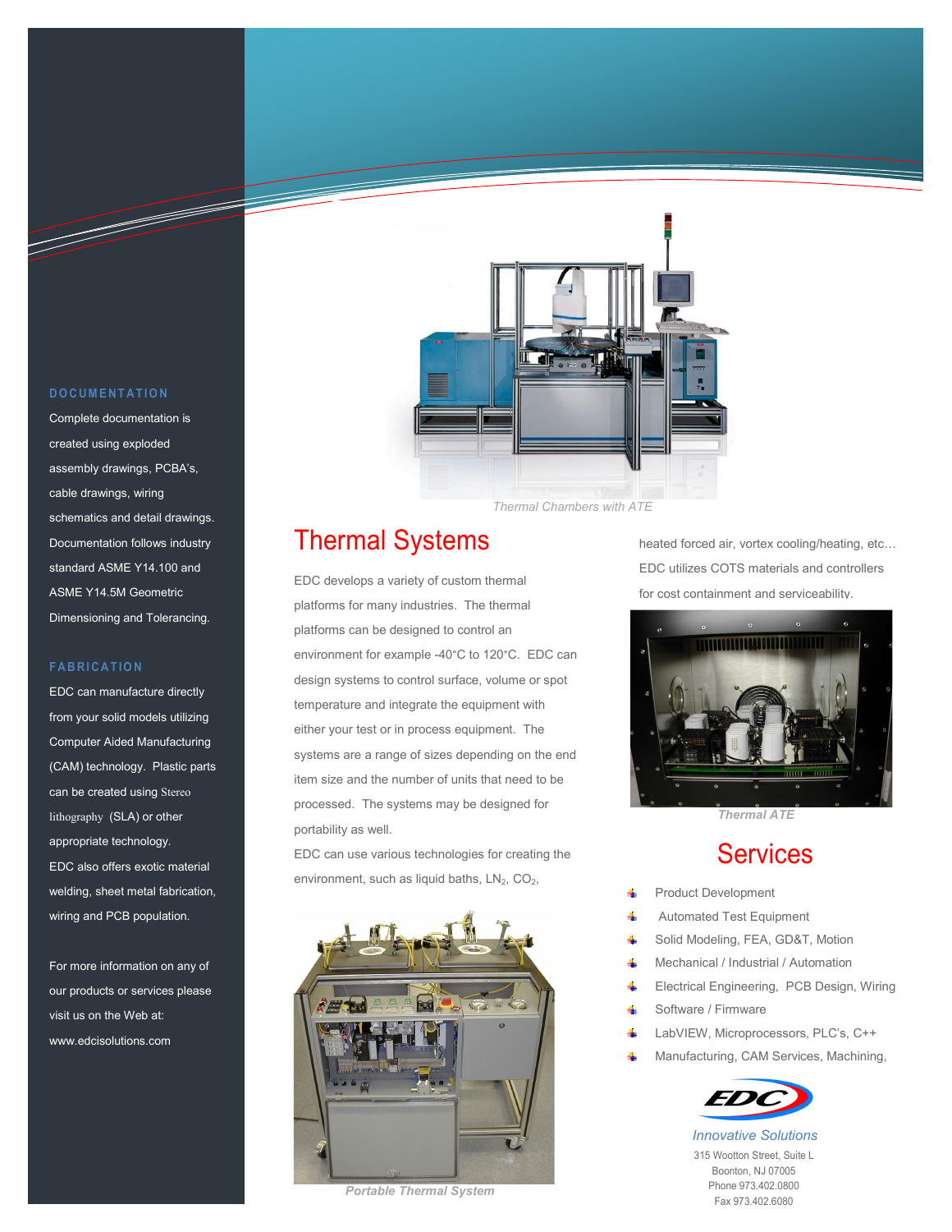## DOCUMENTATION

Complete documentation is created using exploded assembly drawings, PCBA's, cable drawings, wiring schematics and detail drawings. Documentation follows industry standard ASME Y14.100 and ASME Y14.5M Geometric Dimensioning and Tolerancing.

## FABRICATION

EDC can manufacture directly from your solid models utilizing Computer Aided Manufacturing (CAM) technology. Plastic parts can be created using Stereo lithography (SLA) or other appropriate technology. EDC also offers exotic material welding, sheet metal fabrication, wiring and PCB population.

For more information on any of our products or services please visit us on the Web at: www.edcisolutions.com

*Thermal Chambers with ATE*

# Thermal Systems

EDC develops a variety of custom thermal platforms for many industries. The thermal platforms can be designed to control an environment for example -40°C to 120°C. EDC can design systems to control surface, volume or spot temperature and integrate the equipment with either your test or in process equipment. The systems are a range of sizes depending on the end item size and the number of units that need to be processed. The systems may be designed for portability as well.

EDC can use various technologies for creating the environment, such as liquid baths, $LN_2$, $CO_2$, heated forced air, vortex cooling/heating, etc… EDC utilizes COTS materials and controllers for cost containment and serviceability.

*Portable Thermal System*

*Thermal ATE*

# Services

- Product Development
- Automated Test Equipment
- Solid Modeling, FEA, GD&T, Motion
- Mechanical / Industrial / Automation
- Electrical Engineering, PCB Design, Wiring
- Software / Firmware
- LabVIEW, Microprocessors, PLC's, C++
- Manufacturing, CAM Services, Machining,

EDC

*Innovative Solutions*

315 Wootton Street, Suite L
Boonton, NJ 07005
Phone 973.402.0800
Fax 973.402.6080